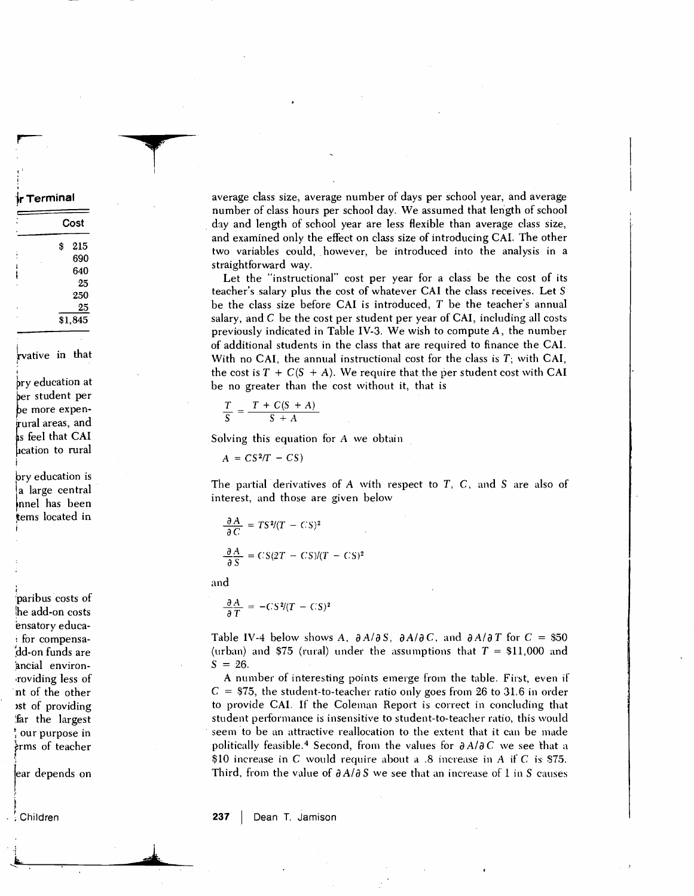average class size, average number of days per school year, and average number of class hours per school day. We assumed that length of school day and length of school year are less flexible than average class size, and examined only the effect on class size of introducing CAI. The other two variables could, however, be introduced into the analysis in a straightforward way.

Let the "instructional" cost per year for a class be the cost of its teacher's salary plus the cost of whatever CAI the class receives. Let $S$ be the class size before CAI is introduced, $T$ be the teacher's annual salary, and $C$ be the cost per student per year of CAI, including all costs previously indicated in Table IV-3. We wish to compute $A$, the number of additional students in the class that are required to finance the CAI. With no CAI, the annual instructional cost for the class is $T$; with CAI, the cost is $T + C(S + A)$. We require that the per student cost with CAI be no greater than the cost without it, that is

$$\frac{T}{S} = \frac{T + C(S + A)}{S + A}$$

Solving this equation for $A$ we obtain

$$A = CS^2/T - CS)$$

The partial derivatives of $A$ with respect to $T$, $C$, and $S$ are also of interest, and those are given below

$$\frac{\partial A}{\partial C} = TS^2/(T - CS)^2$$

$$\frac{\partial A}{\partial S} = CS(2T - CS)/(T - CS)^2$$

and

$$\frac{\partial A}{\partial T} = -CS^2/(T - CS)^2$$

Table IV-4 below shows $A$, $\partial A/\partial S$, $\partial A/\partial C$, and $\partial A/\partial T$ for $C$ = \$50 (urban) and \$75 (rural) under the assumptions that $T$ = \$11,000 and $S$ = 26.

A number of interesting points emerge from the table. First, even if $C$ = \$75, the student-to-teacher ratio only goes from 26 to 31.6 in order to provide CAI. If the Coleman Report is correct in concluding that student performance is insensitive to student-to-teacher ratio, this would seem to be an attractive reallocation to the extent that it can be made politically feasible.[4] Second, from the values for $\partial A/\partial C$ we see that a \$10 increase in $C$ would require about a .8 increase in $A$ if $C$ is \$75. Third, from the value of $\partial A/\partial S$ we see that an increase of 1 in $S$ causes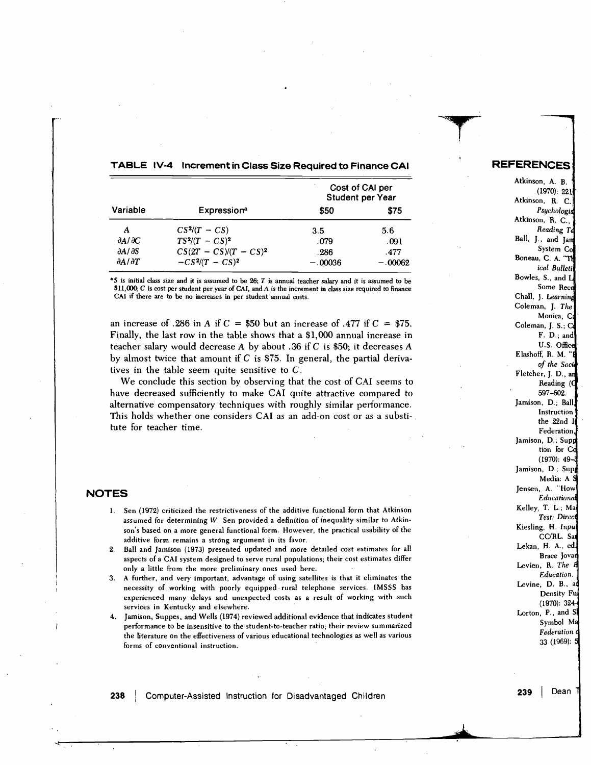**TABLE IV-4 Increment in Class Size Required to Finance CAI**

| Variable | Expression[a] | Cost of CAI per Student per Year | |
|---|---|---|---|
| | | $50 | $75 |
| $A$ | $CS^2/(T - CS)$ | 3.5 | 5.6 |
| $\partial A/\partial C$ | $TS^2/(T - CS)^2$ | .079 | .091 |
| $\partial A/\partial S$ | $CS(2T - CS)/(T - CS)^2$ | .286 | .477 |
| $\partial A/\partial T$ | $-CS^2/(T - CS)^2$ | $-.00036$ | $-.00062$ |

[a] $S$ is initial class size and it is assumed to be 26; $T$ is annual teacher salary and it is assumed to be $11,000; $C$ is cost per student per year of CAI, and $A$ is the increment in class size required to finance CAI if there are to be no increases in per student annual costs.

an increase of .286 in $A$ if $C$ = $50 but an increase of .477 if $C$ = $75. Finally, the last row in the table shows that a $1,000 annual increase in teacher salary would decrease $A$ by about .36 if $C$ is $50; it decreases $A$ by almost twice that amount if $C$ is $75. In general, the partial derivatives in the table seem quite sensitive to $C$.

We conclude this section by observing that the cost of CAI seems to have decreased sufficiently to make CAI quite attractive compared to alternative compensatory techniques with roughly similar performance. This holds whether one considers CAI as an add-on cost or as a substitute for teacher time.

## NOTES

1. Sen (1972) criticized the restrictiveness of the additive functional form that Atkinson assumed for determining $W$. Sen provided a definition of inequality similar to Atkinson's based on a more general functional form. However, the practical usability of the additive form remains a strong argument in its favor.
2. Ball and Jamison (1973) presented updated and more detailed cost estimates for all aspects of a CAI system designed to serve rural populations; their cost estimates differ only a little from the more preliminary ones used here.
3. A further, and very important, advantage of using satellites is that it eliminates the necessity of working with poorly equipped rural telephone services. IMSSS has experienced many delays and unexpected costs as a result of working with such services in Kentucky and elsewhere.
4. Jamison, Suppes, and Wells (1974) reviewed additional evidence that indicates student performance to be insensitive to the student-to-teacher ratio; their review summarized the literature on the effectiveness of various educational technologies as well as various forms of conventional instruction.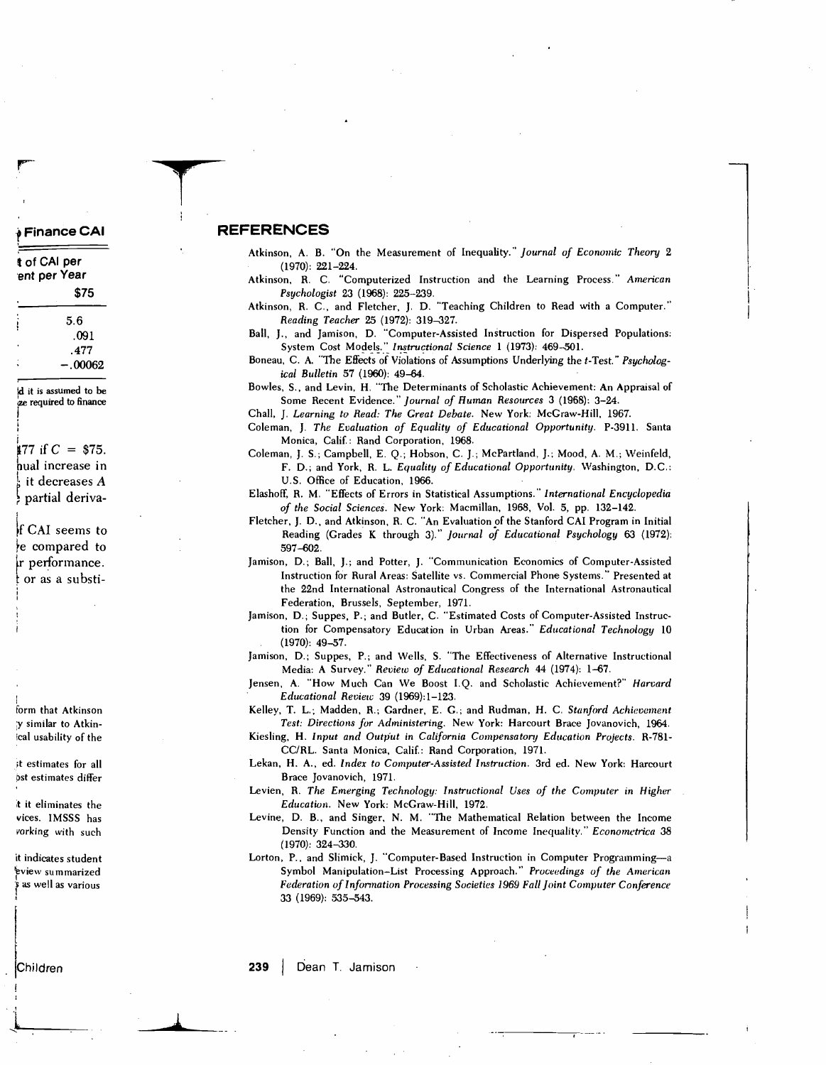## REFERENCES

Atkinson, A. B. "On the Measurement of Inequality." *Journal of Economic Theory* 2 (1970): 221–224.

Atkinson, R. C. "Computerized Instruction and the Learning Process." *American Psychologist* 23 (1968): 225–239.

Atkinson, R. C., and Fletcher, J. D. "Teaching Children to Read with a Computer." *Reading Teacher* 25 (1972): 319–327.

Ball, J., and Jamison, D. "Computer-Assisted Instruction for Dispersed Populations: System Cost Models." *Instructional Science* 1 (1973): 469–501.

Boneau, C. A. "The Effects of Violations of Assumptions Underlying the *t*-Test." *Psychological Bulletin* 57 (1960): 49–64.

Bowles, S., and Levin, H. "The Determinants of Scholastic Achievement: An Appraisal of Some Recent Evidence." *Journal of Human Resources* 3 (1968): 3–24.

Chall, J. *Learning to Read: The Great Debate.* New York: McGraw-Hill, 1967.

Coleman, J. *The Evaluation of Equality of Educational Opportunity.* P-3911. Santa Monica, Calif.: Rand Corporation, 1968.

Coleman, J. S.; Campbell, E. Q.; Hobson, C. J.; McPartland, J.; Mood, A. M.; Weinfeld, F. D.; and York, R. L. *Equality of Educational Opportunity.* Washington, D.C.: U.S. Office of Education, 1966.

Elashoff, R. M. "Effects of Errors in Statistical Assumptions." *International Encyclopedia of the Social Sciences.* New York: Macmillan, 1968, Vol. 5, pp. 132–142.

Fletcher, J. D., and Atkinson, R. C. "An Evaluation of the Stanford CAI Program in Initial Reading (Grades K through 3)." *Journal of Educational Psychology* 63 (1972): 597–602.

Jamison, D.; Ball, J.; and Potter, J. "Communication Economics of Computer-Assisted Instruction for Rural Areas: Satellite vs. Commercial Phone Systems." Presented at the 22nd International Astronautical Congress of the International Astronautical Federation, Brussels, September, 1971.

Jamison, D.; Suppes, P.; and Butler, C. "Estimated Costs of Computer-Assisted Instruction for Compensatory Education in Urban Areas." *Educational Technology* 10 (1970): 49–57.

Jamison, D.; Suppes, P.; and Wells, S. "The Effectiveness of Alternative Instructional Media: A Survey." *Review of Educational Research* 44 (1974): 1–67.

Jensen, A. "How Much Can We Boost I.Q. and Scholastic Achievement?" *Harvard Educational Review* 39 (1969):1–123.

Kelley, T. L.; Madden, R.; Gardner, E. G.; and Rudman, H. C. *Stanford Achievement Test: Directions for Administering.* New York: Harcourt Brace Jovanovich, 1964.

Kiesling, H. *Input and Output in California Compensatory Education Projects.* R-781-CC/RL. Santa Monica, Calif.: Rand Corporation, 1971.

Lekan, H. A., ed. *Index to Computer-Assisted Instruction.* 3rd ed. New York: Harcourt Brace Jovanovich, 1971.

Levien, R. *The Emerging Technology: Instructional Uses of the Computer in Higher Education.* New York: McGraw-Hill, 1972.

Levine, D. B., and Singer, N. M. "The Mathematical Relation between the Income Density Function and the Measurement of Income Inequality." *Econometrica* 38 (1970): 324–330.

Lorton, P., and Slimick, J. "Computer-Based Instruction in Computer Programming—a Symbol Manipulation-List Processing Approach." *Proceedings of the American Federation of Information Processing Societies 1969 Fall Joint Computer Conference* 33 (1969): 535–543.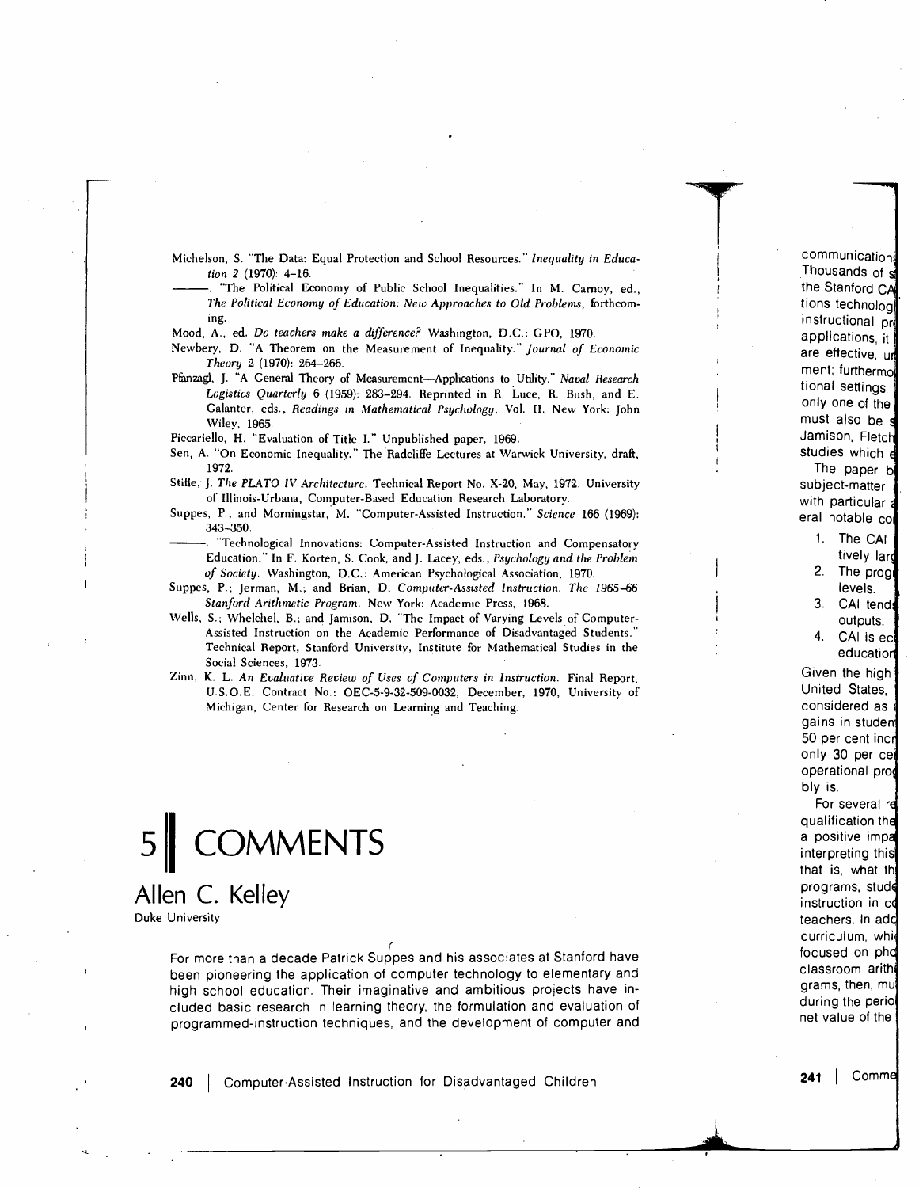Michelson, S. "The Data: Equal Protection and School Resources." *Inequality in Education* 2 (1970): 4–16.

———. "The Political Economy of Public School Inequalities." In M. Carnoy, ed., *The Political Economy of Education: New Approaches to Old Problems*, forthcoming.

Mood, A., ed. *Do teachers make a difference?* Washington, D.C.: GPO, 1970.

Newbery, D. "A Theorem on the Measurement of Inequality." *Journal of Economic Theory* 2 (1970): 264–266.

Pfanzagl, J. "A General Theory of Measurement—Applications to Utility." *Naval Research Logistics Quarterly* 6 (1959): 283–294. Reprinted in R. Luce, R. Bush, and E. Galanter, eds., *Readings in Mathematical Psychology*, Vol. II. New York: John Wiley, 1965.

Piccariello, H. "Evaluation of Title I." Unpublished paper, 1969.

Sen, A. "On Economic Inequality." The Radcliffe Lectures at Warwick University, draft, 1972.

Stifle, J. *The PLATO IV Architecture*. Technical Report No. X-20, May, 1972. University of Illinois-Urbana, Computer-Based Education Research Laboratory.

Suppes, P., and Morningstar, M. "Computer-Assisted Instruction." *Science* 166 (1969): 343–350.

———. "Technological Innovations: Computer-Assisted Instruction and Compensatory Education." In F. Korten, S. Cook, and J. Lacey, eds., *Psychology and the Problem of Society*. Washington, D.C.: American Psychological Association, 1970.

Suppes, P.; Jerman, M.; and Brian, D. *Computer-Assisted Instruction: The 1965–66 Stanford Arithmetic Program*. New York: Academic Press, 1968.

Wells, S.; Whelchel, B.; and Jamison, D. "The Impact of Varying Levels of Computer-Assisted Instruction on the Academic Performance of Disadvantaged Students." Technical Report, Stanford University, Institute for Mathematical Studies in the Social Sciences, 1973.

Zinn, K. L. *An Evaluative Review of Uses of Computers in Instruction*. Final Report, U.S.O.E. Contract No.: OEC-5-9-32-509-0032, December, 1970, University of Michigan, Center for Research on Learning and Teaching.

# 5 COMMENTS

## Allen C. Kelley

Duke University

For more than a decade Patrick Suppes and his associates at Stanford have been pioneering the application of computer technology to elementary and high school education. Their imaginative and ambitious projects have included basic research in learning theory, the formulation and evaluation of programmed-instruction techniques, and the development of computer and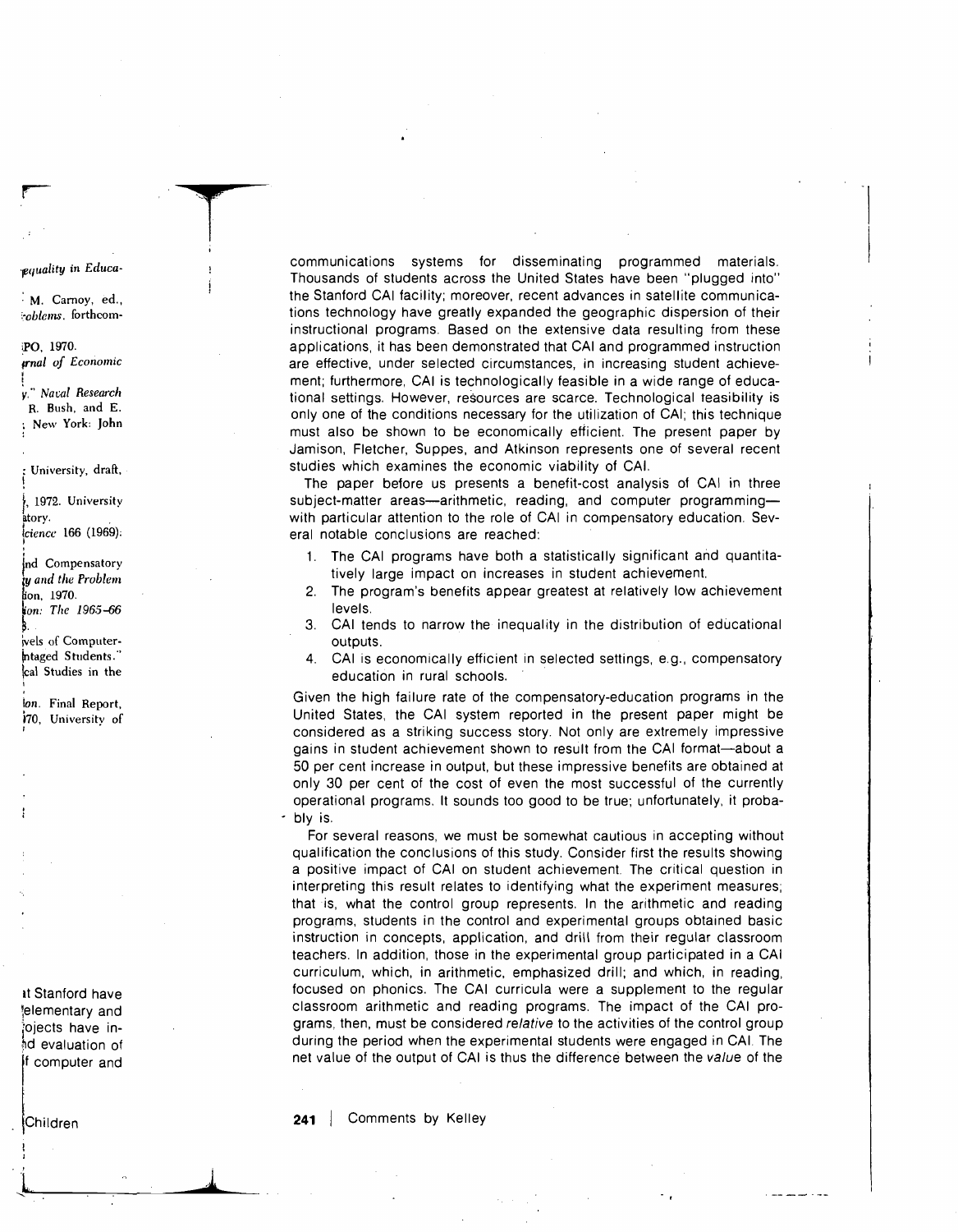communications systems for disseminating programmed materials. Thousands of students across the United States have been "plugged into" the Stanford CAI facility; moreover, recent advances in satellite communications technology have greatly expanded the geographic dispersion of their instructional programs. Based on the extensive data resulting from these applications, it has been demonstrated that CAI and programmed instruction are effective, under selected circumstances, in increasing student achievement; furthermore, CAI is technologically feasible in a wide range of educational settings. However, resources are scarce. Technological feasibility is only one of the conditions necessary for the utilization of CAI; this technique must also be shown to be economically efficient. The present paper by Jamison, Fletcher, Suppes, and Atkinson represents one of several recent studies which examines the economic viability of CAI.

The paper before us presents a benefit-cost analysis of CAI in three subject-matter areas—arithmetic, reading, and computer programming—with particular attention to the role of CAI in compensatory education. Several notable conclusions are reached:

1. The CAI programs have both a statistically significant and quantitatively large impact on increases in student achievement.
2. The program's benefits appear greatest at relatively low achievement levels.
3. CAI tends to narrow the inequality in the distribution of educational outputs.
4. CAI is economically efficient in selected settings, e.g., compensatory education in rural schools.

Given the high failure rate of the compensatory-education programs in the United States, the CAI system reported in the present paper might be considered as a striking success story. Not only are extremely impressive gains in student achievement shown to result from the CAI format—about a 50 per cent increase in output, but these impressive benefits are obtained at only 30 per cent of the cost of even the most successful of the currently operational programs. It sounds too good to be true; unfortunately, it probably is.

For several reasons, we must be somewhat cautious in accepting without qualification the conclusions of this study. Consider first the results showing a positive impact of CAI on student achievement. The critical question in interpreting this result relates to identifying what the experiment measures; that is, what the control group represents. In the arithmetic and reading programs, students in the control and experimental groups obtained basic instruction in concepts, application, and drill from their regular classroom teachers. In addition, those in the experimental group participated in a CAI curriculum, which, in arithmetic, emphasized drill; and which, in reading, focused on phonics. The CAI curricula were a supplement to the regular classroom arithmetic and reading programs. The impact of the CAI programs, then, must be considered *relative* to the activities of the control group during the period when the experimental students were engaged in CAI. The net value of the output of CAI is thus the difference between the *value* of the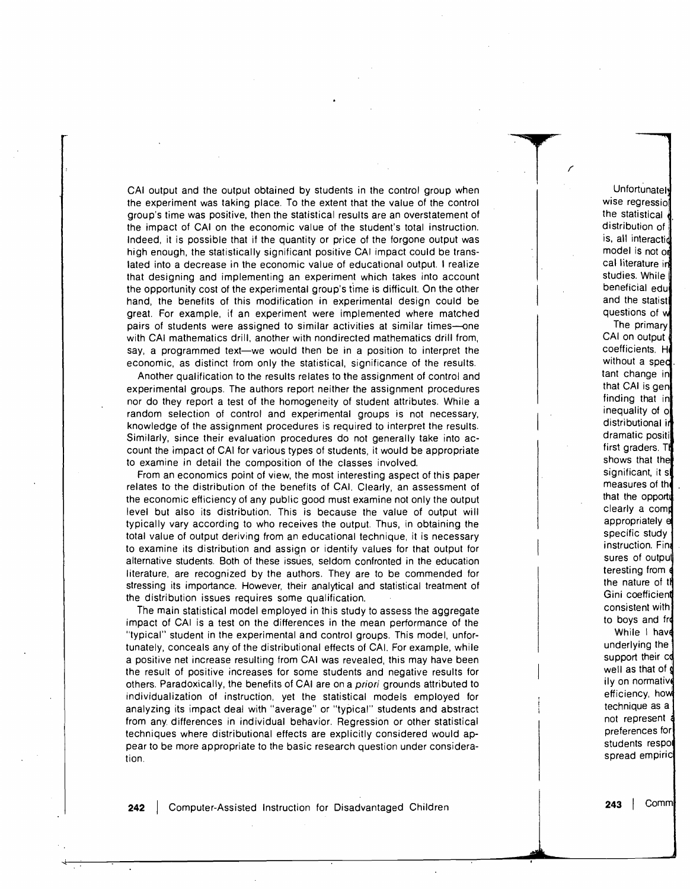CAI output and the output obtained by students in the control group when the experiment was taking place. To the extent that the value of the control group's time was positive, then the statistical results are an overstatement of the impact of CAI on the economic value of the student's total instruction. Indeed, it is possible that if the quantity or price of the forgone output was high enough, the statistically significant positive CAI impact could be translated into a decrease in the economic value of educational output. I realize that designing and implementing an experiment which takes into account the opportunity cost of the experimental group's time is difficult. On the other hand, the benefits of this modification in experimental design could be great. For example, if an experiment were implemented where matched pairs of students were assigned to similar activities at similar times—one with CAI mathematics drill, another with nondirected mathematics drill from, say, a programmed text—we would then be in a position to interpret the economic, as distinct from only the statistical, significance of the results.

Another qualification to the results relates to the assignment of control and experimental groups. The authors report neither the assignment procedures nor do they report a test of the homogeneity of student attributes. While a random selection of control and experimental groups is not necessary, knowledge of the assignment procedures is required to interpret the results. Similarly, since their evaluation procedures do not generally take into account the impact of CAI for various types of students, it would be appropriate to examine in detail the composition of the classes involved.

From an economics point of view, the most interesting aspect of this paper relates to the distribution of the benefits of CAI. Clearly, an assessment of the economic efficiency of any public good must examine not only the output level but also its distribution. This is because the value of output will typically vary according to who receives the output. Thus, in obtaining the total value of output deriving from an educational technique, it is necessary to examine its distribution and assign or identify values for that output for alternative students. Both of these issues, seldom confronted in the education literature, are recognized by the authors. They are to be commended for stressing its importance. However, their analytical and statistical treatment of the distribution issues requires some qualification.

The main statistical model employed in this study to assess the aggregate impact of CAI is a test on the differences in the mean performance of the "typical" student in the experimental and control groups. This model, unfortunately, conceals any of the distributional effects of CAI. For example, while a positive net increase resulting from CAI was revealed, this may have been the result of positive increases for some students and negative results for others. Paradoxically, the benefits of CAI are on a *priori* grounds attributed to individualization of instruction, yet the statistical models employed for analyzing its impact deal with "average" or "typical" students and abstract from any differences in individual behavior. Regression or other statistical techniques where distributional effects are explicitly considered would appear to be more appropriate to the basic research question under consideration.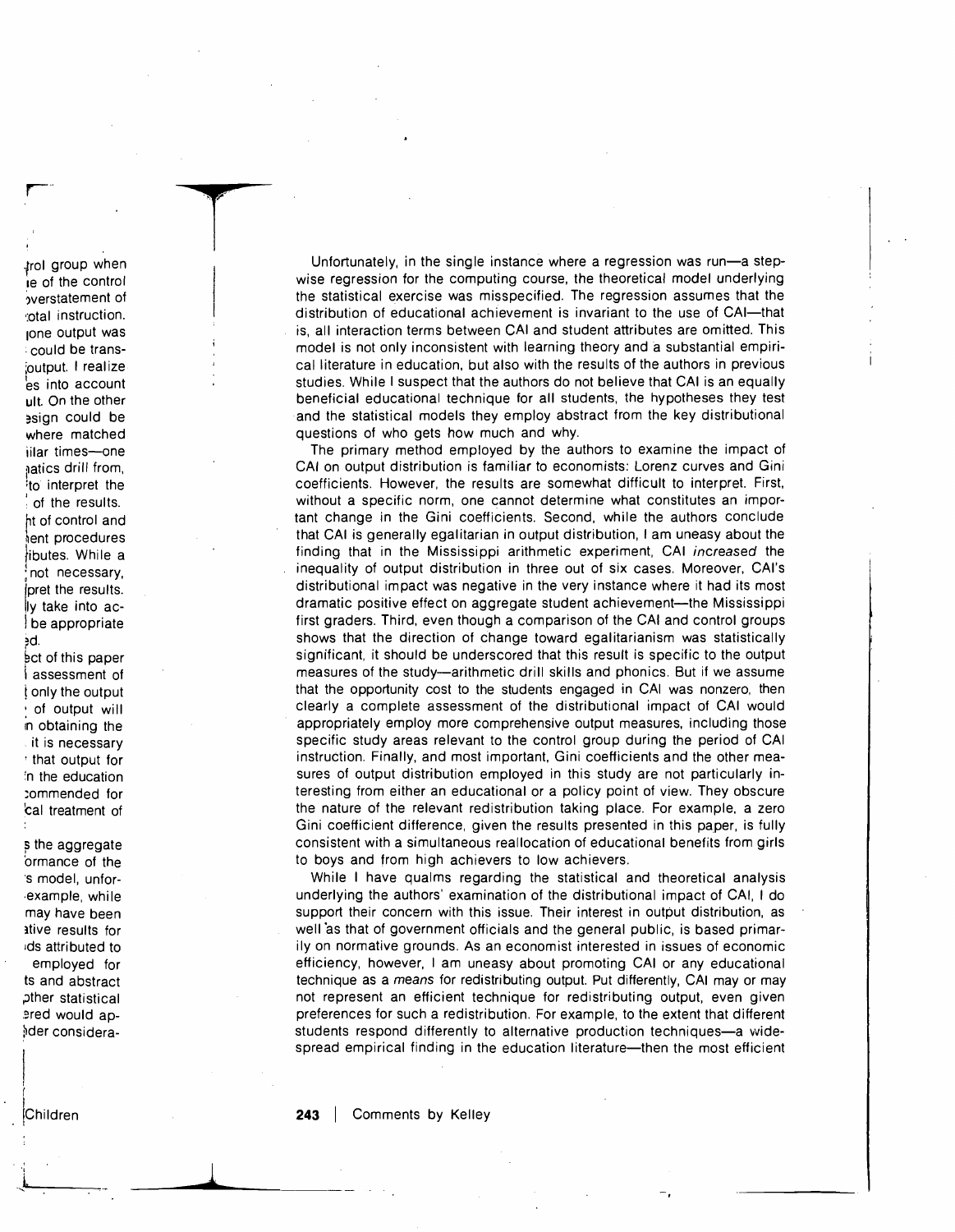Unfortunately, in the single instance where a regression was run—a stepwise regression for the computing course, the theoretical model underlying the statistical exercise was misspecified. The regression assumes that the distribution of educational achievement is invariant to the use of CAI—that is, all interaction terms between CAI and student attributes are omitted. This model is not only inconsistent with learning theory and a substantial empirical literature in education, but also with the results of the authors in previous studies. While I suspect that the authors do not believe that CAI is an equally beneficial educational technique for all students, the hypotheses they test and the statistical models they employ abstract from the key distributional questions of who gets how much and why.

The primary method employed by the authors to examine the impact of CAI on output distribution is familiar to economists: Lorenz curves and Gini coefficients. However, the results are somewhat difficult to interpret. First, without a specific norm, one cannot determine what constitutes an important change in the Gini coefficients. Second, while the authors conclude that CAI is generally egalitarian in output distribution, I am uneasy about the finding that in the Mississippi arithmetic experiment, CAI *increased* the inequality of output distribution in three out of six cases. Moreover, CAI's distributional impact was negative in the very instance where it had its most dramatic positive effect on aggregate student achievement—the Mississippi first graders. Third, even though a comparison of the CAI and control groups shows that the direction of change toward egalitarianism was statistically significant, it should be underscored that this result is specific to the output measures of the study—arithmetic drill skills and phonics. But if we assume that the opportunity cost to the students engaged in CAI was nonzero, then clearly a complete assessment of the distributional impact of CAI would appropriately employ more comprehensive output measures, including those specific study areas relevant to the control group during the period of CAI instruction. Finally, and most important, Gini coefficients and the other measures of output distribution employed in this study are not particularly interesting from either an educational or a policy point of view. They obscure the nature of the relevant redistribution taking place. For example, a zero Gini coefficient difference, given the results presented in this paper, is fully consistent with a simultaneous reallocation of educational benefits from girls to boys and from high achievers to low achievers.

While I have qualms regarding the statistical and theoretical analysis underlying the authors' examination of the distributional impact of CAI, I do support their concern with this issue. Their interest in output distribution, as well as that of government officials and the general public, is based primarily on normative grounds. As an economist interested in issues of economic efficiency, however, I am uneasy about promoting CAI or any educational technique as a *means* for redistributing output. Put differently, CAI may or may not represent an efficient technique for redistributing output, even given preferences for such a redistribution. For example, to the extent that different students respond differently to alternative production techniques—a widespread empirical finding in the education literature—then the most efficient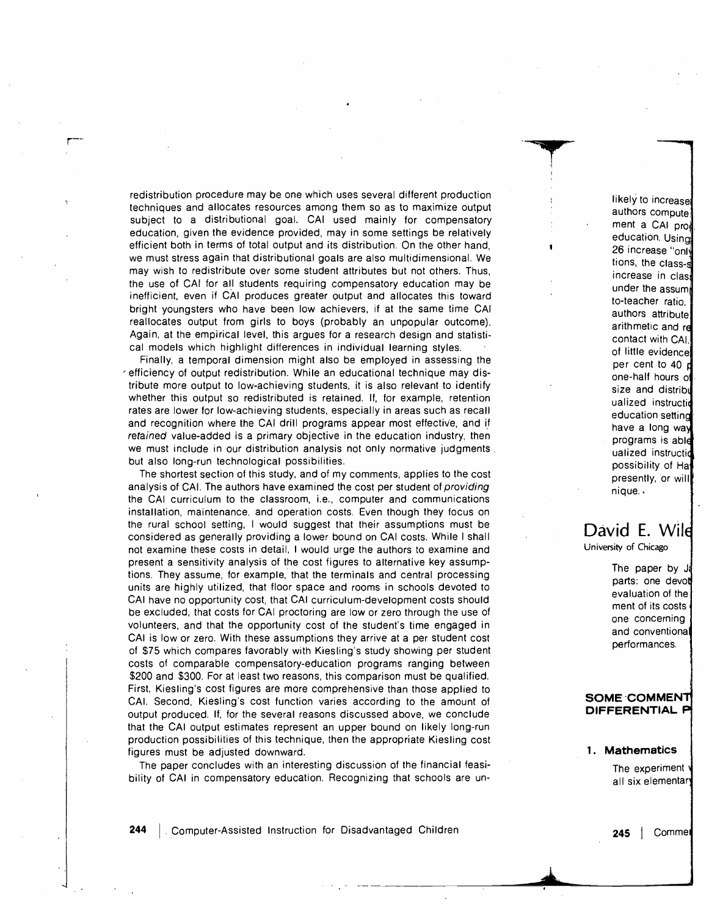redistribution procedure may be one which uses several different production techniques and allocates resources among them so as to maximize output subject to a distributional goal. CAI used mainly for compensatory education, given the evidence provided, may in some settings be relatively efficient both in terms of total output and its distribution. On the other hand, we must stress again that distributional goals are also multidimensional. We may wish to redistribute over some student attributes but not others. Thus, the use of CAI for all students requiring compensatory education may be inefficient, even if CAI produces greater output and allocates this toward bright youngsters who have been low achievers, if at the same time CAI reallocates output from girls to boys (probably an unpopular outcome). Again, at the empirical level, this argues for a research design and statistical models which highlight differences in individual learning styles.

Finally, a temporal dimension might also be employed in assessing the efficiency of output redistribution. While an educational technique may distribute more output to low-achieving students, it is also relevant to identify whether this output so redistributed is retained. If, for example, retention rates are lower for low-achieving students, especially in areas such as recall and recognition where the CAI drill programs appear most effective, and if *retained* value-added is a primary objective in the education industry, then we must include in our distribution analysis not only normative judgments but also long-run technological possibilities.

The shortest section of this study, and of my comments, applies to the cost analysis of CAI. The authors have examined the cost per student of *providing* the CAI curriculum to the classroom, i.e., computer and communications installation, maintenance, and operation costs. Even though they focus on the rural school setting, I would suggest that their assumptions must be considered as generally providing a lower bound on CAI costs. While I shall not examine these costs in detail, I would urge the authors to examine and present a sensitivity analysis of the cost figures to alternative key assumptions. They assume, for example, that the terminals and central processing units are highly utilized, that floor space and rooms in schools devoted to CAI have no opportunity cost, that CAI curriculum-development costs should be excluded, that costs for CAI proctoring are low or zero through the use of volunteers, and that the opportunity cost of the student's time engaged in CAI is low or zero. With these assumptions they arrive at a per student cost of \$75 which compares favorably with Kiesling's study showing per student costs of comparable compensatory-education programs ranging between \$200 and \$300. For at least two reasons, this comparison must be qualified. First, Kiesling's cost figures are more comprehensive than those applied to CAI. Second, Kiesling's cost function varies according to the amount of output produced. If, for the several reasons discussed above, we conclude that the CAI output estimates represent an upper bound on likely long-run production possibilities of this technique, then the appropriate Kiesling cost figures must be adjusted downward.

The paper concludes with an interesting discussion of the financial feasibility of CAI in compensatory education. Recognizing that schools are un-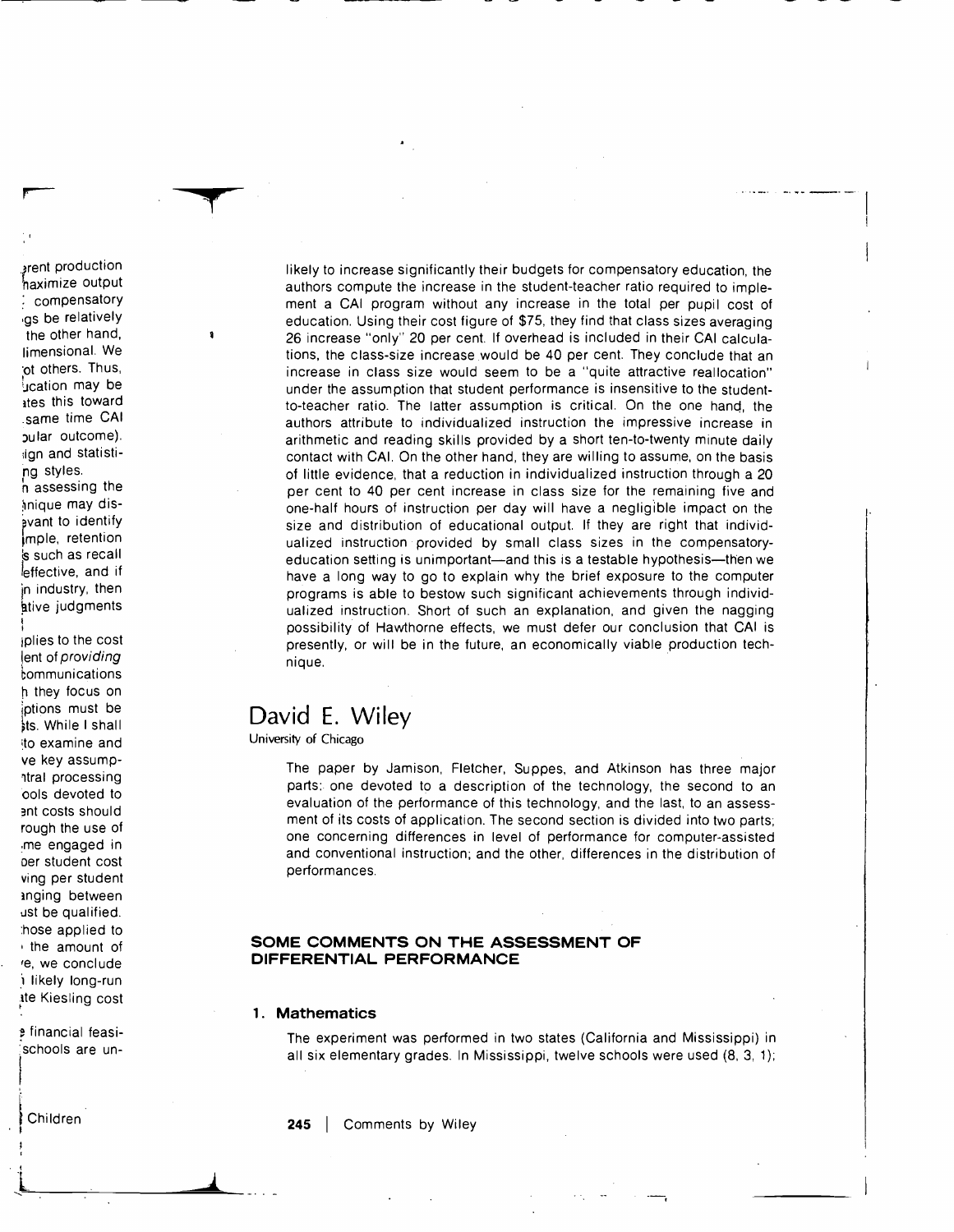likely to increase significantly their budgets for compensatory education, the authors compute the increase in the student-teacher ratio required to implement a CAI program without any increase in the total per pupil cost of education. Using their cost figure of $75, they find that class sizes averaging 26 increase "only" 20 per cent. If overhead is included in their CAI calculations, the class-size increase would be 40 per cent. They conclude that an increase in class size would seem to be a "quite attractive reallocation" under the assumption that student performance is insensitive to the student-to-teacher ratio. The latter assumption is critical. On the one hand, the authors attribute to individualized instruction the impressive increase in arithmetic and reading skills provided by a short ten-to-twenty minute daily contact with CAI. On the other hand, they are willing to assume, on the basis of little evidence, that a reduction in individualized instruction through a 20 per cent to 40 per cent increase in class size for the remaining five and one-half hours of instruction per day will have a negligible impact on the size and distribution of educational output. If they are right that individualized instruction provided by small class sizes in the compensatory-education setting is unimportant—and this is a testable hypothesis—then we have a long way to go to explain why the brief exposure to the computer programs is able to bestow such significant achievements through individualized instruction. Short of such an explanation, and given the nagging possibility of Hawthorne effects, we must defer our conclusion that CAI is presently, or will be in the future, an economically viable production technique.

# David E. Wiley

University of Chicago

The paper by Jamison, Fletcher, Suppes, and Atkinson has three major parts: one devoted to a description of the technology, the second to an evaluation of the performance of this technology, and the last, to an assessment of its costs of application. The second section is divided into two parts; one concerning differences in level of performance for computer-assisted and conventional instruction; and the other, differences in the distribution of performances.

## SOME COMMENTS ON THE ASSESSMENT OF DIFFERENTIAL PERFORMANCE

### 1. Mathematics

The experiment was performed in two states (California and Mississippi) in all six elementary grades. In Mississippi, twelve schools were used (8, 3, 1);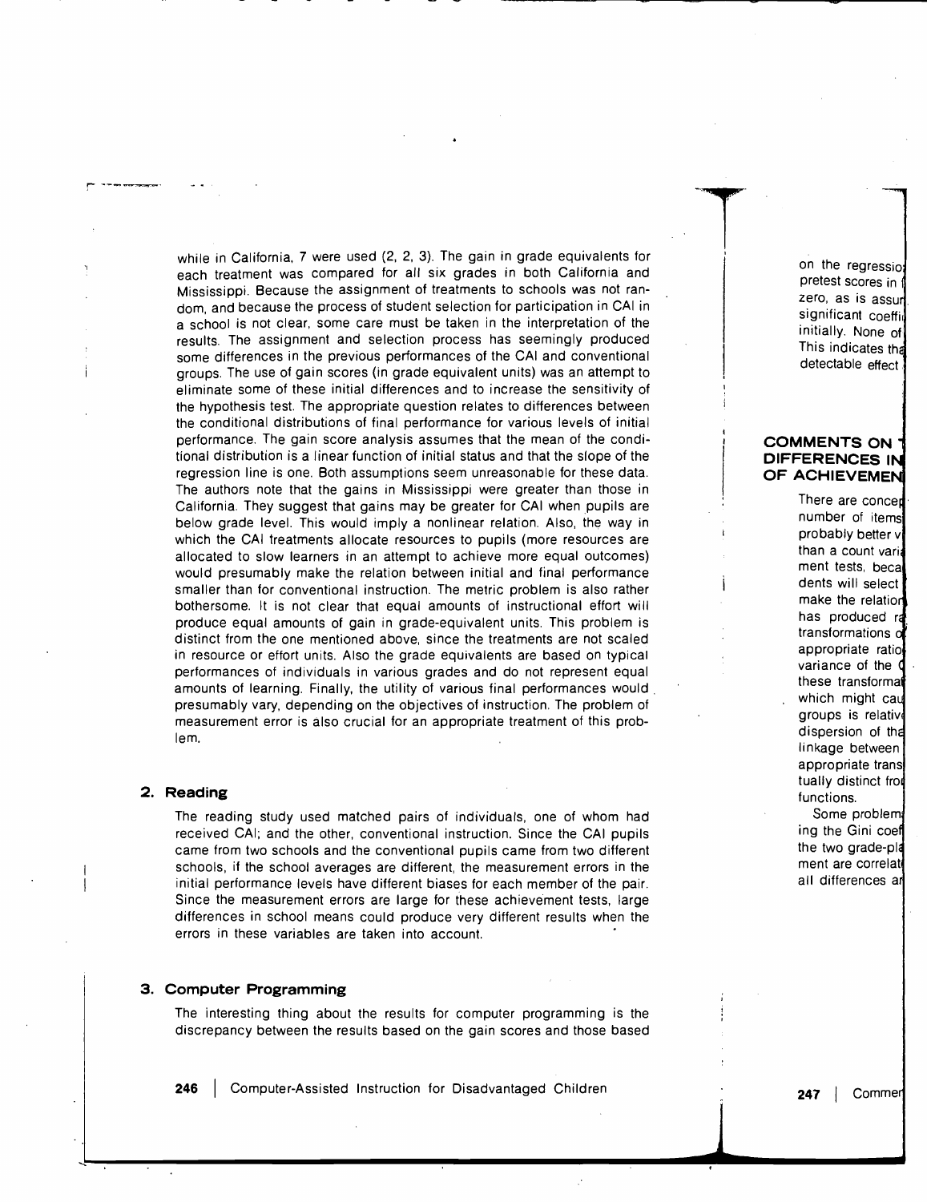while in California, 7 were used (2, 2, 3). The gain in grade equivalents for each treatment was compared for all six grades in both California and Mississippi. Because the assignment of treatments to schools was not random, and because the process of student selection for participation in CAI in a school is not clear, some care must be taken in the interpretation of the results. The assignment and selection process has seemingly produced some differences in the previous performances of the CAI and conventional groups. The use of gain scores (in grade equivalent units) was an attempt to eliminate some of these initial differences and to increase the sensitivity of the hypothesis test. The appropriate question relates to differences between the conditional distributions of final performance for various levels of initial performance. The gain score analysis assumes that the mean of the conditional distribution is a linear function of initial status and that the slope of the regression line is one. Both assumptions seem unreasonable for these data. The authors note that the gains in Mississippi were greater than those in California. They suggest that gains may be greater for CAI when pupils are below grade level. This would imply a nonlinear relation. Also, the way in which the CAI treatments allocate resources to pupils (more resources are allocated to slow learners in an attempt to achieve more equal outcomes) would presumably make the relation between initial and final performance smaller than for conventional instruction. The metric problem is also rather bothersome. It is not clear that equal amounts of instructional effort will produce equal amounts of gain in grade-equivalent units. This problem is distinct from the one mentioned above, since the treatments are not scaled in resource or effort units. Also the grade equivalents are based on typical performances of individuals in various grades and do not represent equal amounts of learning. Finally, the utility of various final performances would presumably vary, depending on the objectives of instruction. The problem of measurement error is also crucial for an appropriate treatment of this problem.

## 2. Reading

The reading study used matched pairs of individuals, one of whom had received CAI; and the other, conventional instruction. Since the CAI pupils came from two schools and the conventional pupils came from two different schools, if the school averages are different, the measurement errors in the initial performance levels have different biases for each member of the pair. Since the measurement errors are large for these achievement tests, large differences in school means could produce very different results when the errors in these variables are taken into account.

## 3. Computer Programming

The interesting thing about the results for computer programming is the discrepancy between the results based on the gain scores and those based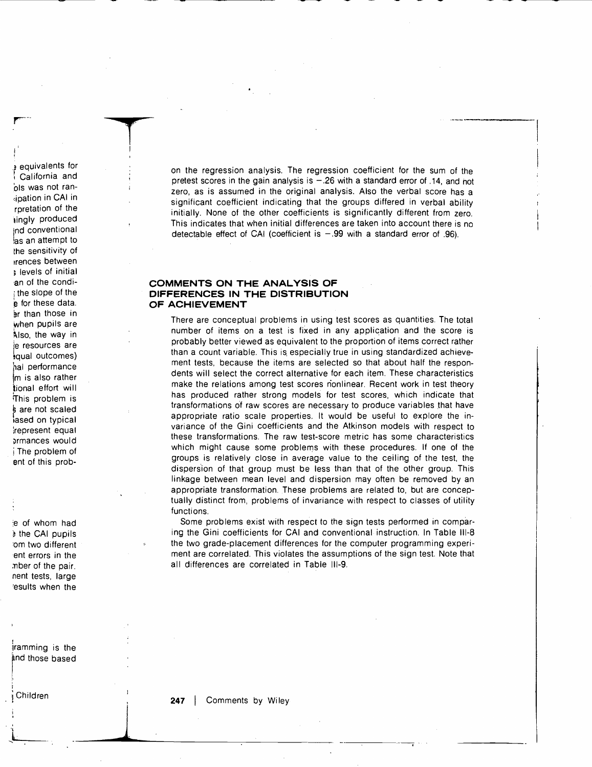on the regression analysis. The regression coefficient for the sum of the pretest scores in the gain analysis is $-.26$ with a standard error of .14, and not zero, as is assumed in the original analysis. Also the verbal score has a significant coefficient indicating that the groups differed in verbal ability initially. None of the other coefficients is significantly different from zero. This indicates that when initial differences are taken into account there is no detectable effect of CAI (coefficient is $-.99$ with a standard error of .96).

## COMMENTS ON THE ANALYSIS OF DIFFERENCES IN THE DISTRIBUTION OF ACHIEVEMENT

There are conceptual problems in using test scores as quantities. The total number of items on a test is fixed in any application and the score is probably better viewed as equivalent to the proportion of items correct rather than a count variable. This is especially true in using standardized achievement tests, because the items are selected so that about half the respondents will select the correct alternative for each item. These characteristics make the relations among test scores nonlinear. Recent work in test theory has produced rather strong models for test scores, which indicate that transformations of raw scores are necessary to produce variables that have appropriate ratio scale properties. It would be useful to explore the invariance of the Gini coefficients and the Atkinson models with respect to these transformations. The raw test-score metric has some characteristics which might cause some problems with these procedures. If one of the groups is relatively close in average value to the ceiling of the test, the dispersion of that group must be less than that of the other group. This linkage between mean level and dispersion may often be removed by an appropriate transformation. These problems are related to, but are conceptually distinct from, problems of invariance with respect to classes of utility functions.

Some problems exist with respect to the sign tests performed in comparing the Gini coefficients for CAI and conventional instruction. In Table III-8 the two grade-placement differences for the computer programming experiment are correlated. This violates the assumptions of the sign test. Note that all differences are correlated in Table III-9.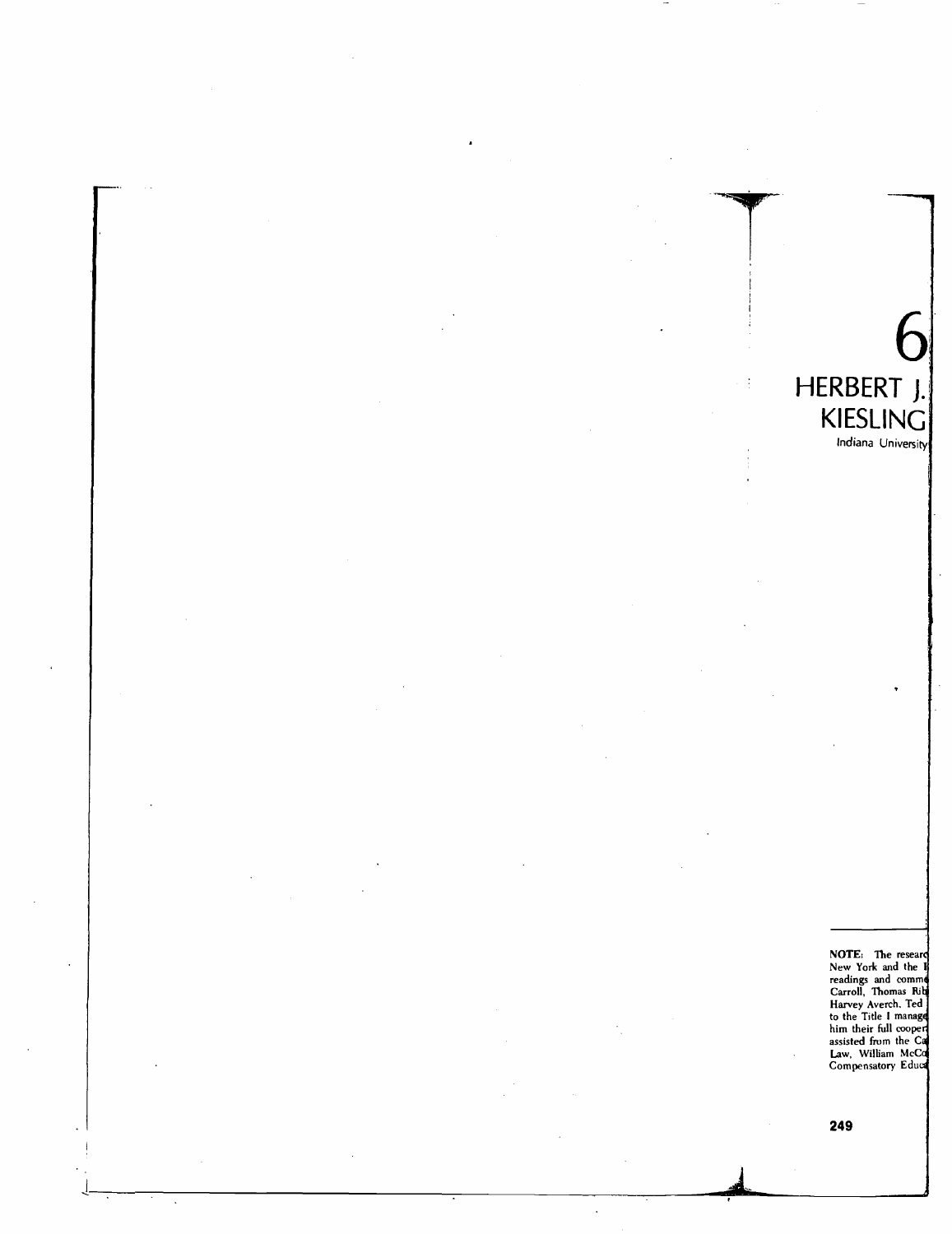# 6

## HERBERT J. KIESLING

Indiana University

NOTE: The researc
New York and the I
readings and comme
Carroll, Thomas Rib
Harvey Averch, Ted
to the Title I manage
him their full cooper
assisted from the Ca
Law, William McCo
Compensatory Educa